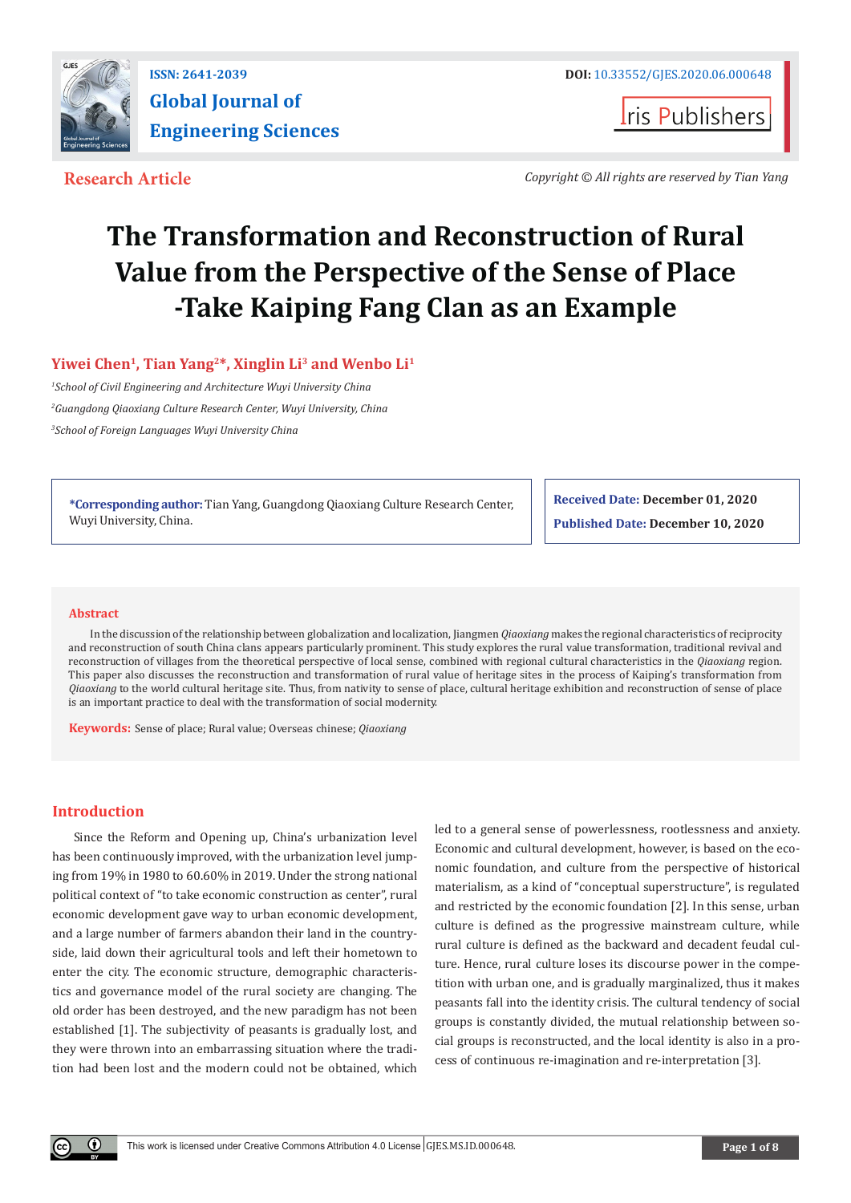ISSN: 2641-2039

**Global Journal of Engineering Sciences**

DOI: 10.33552/GJES.2020.06.000648

Iris Publishers

**Research Article**

*Copyright © All rights are reserved by Tian Yang*

# The Transformation and Reconstruction of Rural Value from the Perspective of the Sense of Place -Take Kaiping Fang Clan as an Example

**Yiwei Chen[1], Tian Yang[2]\*, Xinglin Li[3] and Wenbo Li[1]**

[1] *School of Civil Engineering and Architecture Wuyi University China*

[2] *Guangdong Qiaoxiang Culture Research Center, Wuyi University, China*

[3] *School of Foreign Languages Wuyi University China*

**\*Corresponding author:** Tian Yang, Guangdong Qiaoxiang Culture Research Center, Wuyi University, China.

**Received Date:** December 01, 2020

**Published Date:** December 10, 2020

## Abstract

In the discussion of the relationship between globalization and localization, Jiangmen *Qiaoxiang* makes the regional characteristics of reciprocity and reconstruction of south China clans appears particularly prominent. This study explores the rural value transformation, traditional revival and reconstruction of villages from the theoretical perspective of local sense, combined with regional cultural characteristics in the *Qiaoxiang* region. This paper also discusses the reconstruction and transformation of rural value of heritage sites in the process of Kaiping's transformation from *Qiaoxiang* to the world cultural heritage site. Thus, from nativity to sense of place, cultural heritage exhibition and reconstruction of sense of place is an important practice to deal with the transformation of social modernity.

**Keywords:** Sense of place; Rural value; Overseas chinese; *Qiaoxiang*

## Introduction

Since the Reform and Opening up, China's urbanization level has been continuously improved, with the urbanization level jumping from 19% in 1980 to 60.60% in 2019. Under the strong national political context of "to take economic construction as center", rural economic development gave way to urban economic development, and a large number of farmers abandon their land in the countryside, laid down their agricultural tools and left their hometown to enter the city. The economic structure, demographic characteristics and governance model of the rural society are changing. The old order has been destroyed, and the new paradigm has not been established [1]. The subjectivity of peasants is gradually lost, and they were thrown into an embarrassing situation where the tradition had been lost and the modern could not be obtained, which led to a general sense of powerlessness, rootlessness and anxiety. Economic and cultural development, however, is based on the economic foundation, and culture from the perspective of historical materialism, as a kind of "conceptual superstructure", is regulated and restricted by the economic foundation [2]. In this sense, urban culture is defined as the progressive mainstream culture, while rural culture is defined as the backward and decadent feudal culture. Hence, rural culture loses its discourse power in the competition with urban one, and is gradually marginalized, thus it makes peasants fall into the identity crisis. The cultural tendency of social groups is constantly divided, the mutual relationship between social groups is reconstructed, and the local identity is also in a process of continuous re-imagination and re-interpretation [3].

This work is licensed under Creative Commons Attribution 4.0 License GJES.MS.ID.000648.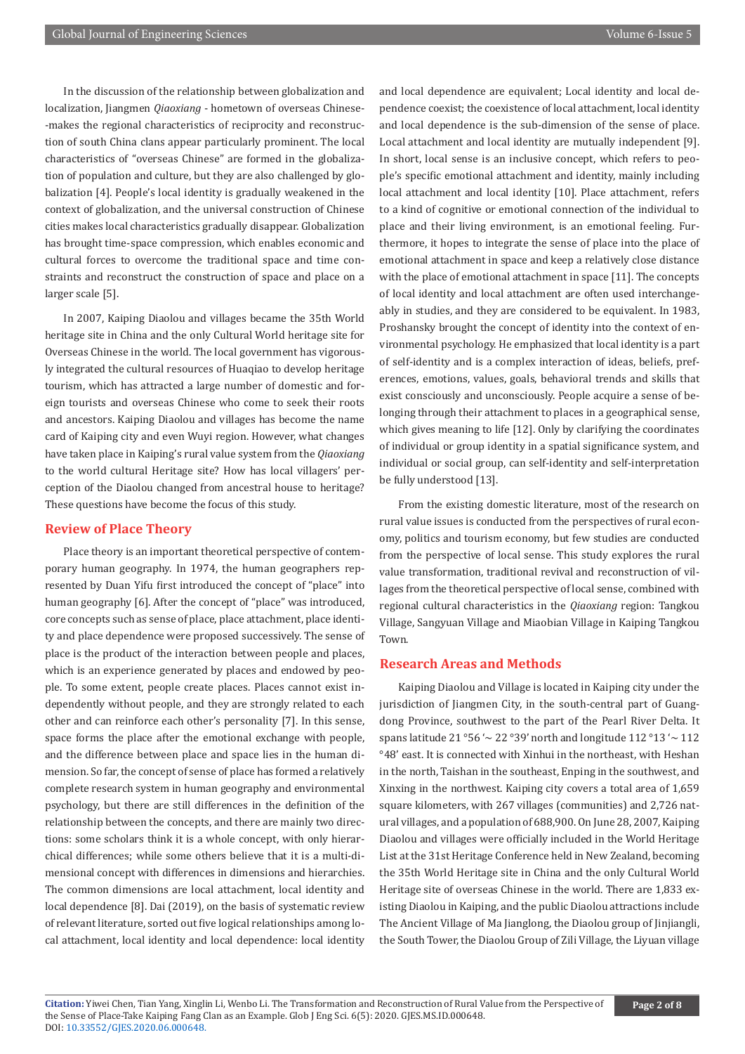In the discussion of the relationship between globalization and localization, Jiangmen *Qiaoxiang* - hometown of overseas Chinese--makes the regional characteristics of reciprocity and reconstruction of south China clans appear particularly prominent. The local characteristics of "overseas Chinese" are formed in the globalization of population and culture, but they are also challenged by globalization [4]. People's local identity is gradually weakened in the context of globalization, and the universal construction of Chinese cities makes local characteristics gradually disappear. Globalization has brought time-space compression, which enables economic and cultural forces to overcome the traditional space and time constraints and reconstruct the construction of space and place on a larger scale [5].

In 2007, Kaiping Diaolou and villages became the 35th World heritage site in China and the only Cultural World heritage site for Overseas Chinese in the world. The local government has vigorously integrated the cultural resources of Huaqiao to develop heritage tourism, which has attracted a large number of domestic and foreign tourists and overseas Chinese who come to seek their roots and ancestors. Kaiping Diaolou and villages has become the name card of Kaiping city and even Wuyi region. However, what changes have taken place in Kaiping's rural value system from the *Qiaoxiang* to the world cultural Heritage site? How has local villagers' perception of the Diaolou changed from ancestral house to heritage? These questions have become the focus of this study.

## Review of Place Theory

Place theory is an important theoretical perspective of contemporary human geography. In 1974, the human geographers represented by Duan Yifu first introduced the concept of "place" into human geography [6]. After the concept of "place" was introduced, core concepts such as sense of place, place attachment, place identity and place dependence were proposed successively. The sense of place is the product of the interaction between people and places, which is an experience generated by places and endowed by people. To some extent, people create places. Places cannot exist independently without people, and they are strongly related to each other and can reinforce each other's personality [7]. In this sense, space forms the place after the emotional exchange with people, and the difference between place and space lies in the human dimension. So far, the concept of sense of place has formed a relatively complete research system in human geography and environmental psychology, but there are still differences in the definition of the relationship between the concepts, and there are mainly two directions: some scholars think it is a whole concept, with only hierarchical differences; while some others believe that it is a multi-dimensional concept with differences in dimensions and hierarchies. The common dimensions are local attachment, local identity and local dependence [8]. Dai (2019), on the basis of systematic review of relevant literature, sorted out five logical relationships among local attachment, local identity and local dependence: local identity and local dependence are equivalent; Local identity and local dependence coexist; the coexistence of local attachment, local identity and local dependence is the sub-dimension of the sense of place. Local attachment and local identity are mutually independent [9]. In short, local sense is an inclusive concept, which refers to people's specific emotional attachment and identity, mainly including local attachment and local identity [10]. Place attachment, refers to a kind of cognitive or emotional connection of the individual to place and their living environment, is an emotional feeling. Furthermore, it hopes to integrate the sense of place into the place of emotional attachment in space and keep a relatively close distance with the place of emotional attachment in space [11]. The concepts of local identity and local attachment are often used interchangeably in studies, and they are considered to be equivalent. In 1983, Proshansky brought the concept of identity into the context of environmental psychology. He emphasized that local identity is a part of self-identity and is a complex interaction of ideas, beliefs, preferences, emotions, values, goals, behavioral trends and skills that exist consciously and unconsciously. People acquire a sense of belonging through their attachment to places in a geographical sense, which gives meaning to life [12]. Only by clarifying the coordinates of individual or group identity in a spatial significance system, and individual or social group, can self-identity and self-interpretation be fully understood [13].

From the existing domestic literature, most of the research on rural value issues is conducted from the perspectives of rural economy, politics and tourism economy, but few studies are conducted from the perspective of local sense. This study explores the rural value transformation, traditional revival and reconstruction of villages from the theoretical perspective of local sense, combined with regional cultural characteristics in the *Qiaoxiang* region: Tangkou Village, Sangyuan Village and Miaobian Village in Kaiping Tangkou Town.

## Research Areas and Methods

Kaiping Diaolou and Village is located in Kaiping city under the jurisdiction of Jiangmen City, in the south-central part of Guangdong Province, southwest to the part of the Pearl River Delta. It spans latitude 21°56'~ 22°39' north and longitude 112°13'~ 112°48' east. It is connected with Xinhui in the northeast, with Heshan in the north, Taishan in the southeast, Enping in the southwest, and Xinxing in the northwest. Kaiping city covers a total area of 1,659 square kilometers, with 267 villages (communities) and 2,726 natural villages, and a population of 688,900. On June 28, 2007, Kaiping Diaolou and villages were officially included in the World Heritage List at the 31st Heritage Conference held in New Zealand, becoming the 35th World Heritage site in China and the only Cultural World Heritage site of overseas Chinese in the world. There are 1,833 existing Diaolou in Kaiping, and the public Diaolou attractions include The Ancient Village of Ma Jianglong, the Diaolou group of Jinjiangli, the South Tower, the Diaolou Group of Zili Village, the Liyuan village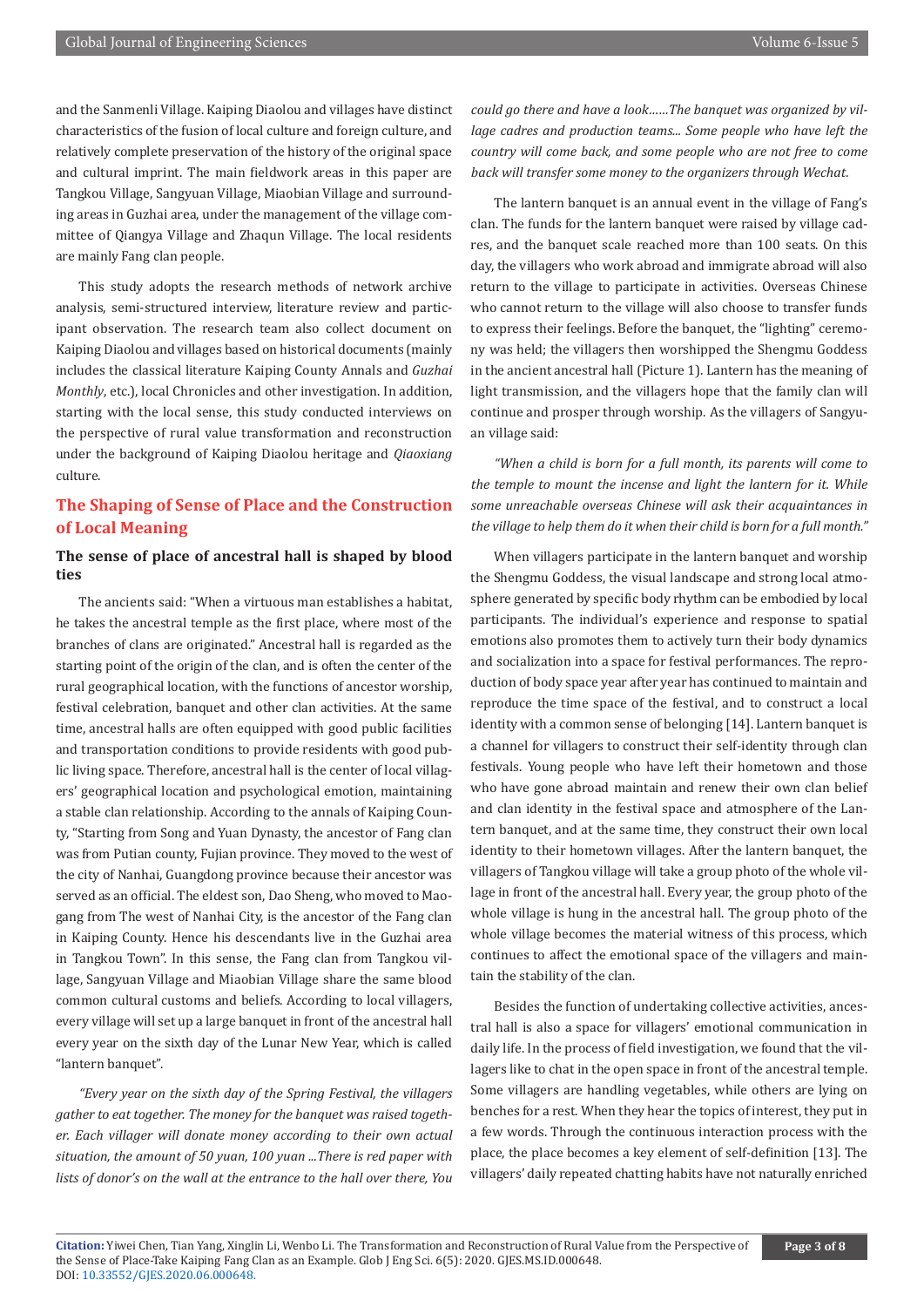and the Sanmenli Village. Kaiping Diaolou and villages have distinct characteristics of the fusion of local culture and foreign culture, and relatively complete preservation of the history of the original space and cultural imprint. The main fieldwork areas in this paper are Tangkou Village, Sangyuan Village, Miaobian Village and surrounding areas in Guzhai area, under the management of the village committee of Qiangya Village and Zhaqun Village. The local residents are mainly Fang clan people.

This study adopts the research methods of network archive analysis, semi-structured interview, literature review and participant observation. The research team also collect document on Kaiping Diaolou and villages based on historical documents (mainly includes the classical literature Kaiping County Annals and *Guzhai Monthly*, etc.), local Chronicles and other investigation. In addition, starting with the local sense, this study conducted interviews on the perspective of rural value transformation and reconstruction under the background of Kaiping Diaolou heritage and *Qiaoxiang* culture.

## The Shaping of Sense of Place and the Construction of Local Meaning

### The sense of place of ancestral hall is shaped by blood ties

The ancients said: "When a virtuous man establishes a habitat, he takes the ancestral temple as the first place, where most of the branches of clans are originated." Ancestral hall is regarded as the starting point of the origin of the clan, and is often the center of the rural geographical location, with the functions of ancestor worship, festival celebration, banquet and other clan activities. At the same time, ancestral halls are often equipped with good public facilities and transportation conditions to provide residents with good public living space. Therefore, ancestral hall is the center of local villagers' geographical location and psychological emotion, maintaining a stable clan relationship. According to the annals of Kaiping County, "Starting from Song and Yuan Dynasty, the ancestor of Fang clan was from Putian county, Fujian province. They moved to the west of the city of Nanhai, Guangdong province because their ancestor was served as an official. The eldest son, Dao Sheng, who moved to Maogang from The west of Nanhai City, is the ancestor of the Fang clan in Kaiping County. Hence his descendants live in the Guzhai area in Tangkou Town". In this sense, the Fang clan from Tangkou village, Sangyuan Village and Miaobian Village share the same blood common cultural customs and beliefs. According to local villagers, every village will set up a large banquet in front of the ancestral hall every year on the sixth day of the Lunar New Year, which is called "lantern banquet".

*"Every year on the sixth day of the Spring Festival, the villagers gather to eat together. The money for the banquet was raised together. Each villager will donate money according to their own actual situation, the amount of 50 yuan, 100 yuan ...There is red paper with lists of donor's on the wall at the entrance to the hall over there, You could go there and have a look……The banquet was organized by village cadres and production teams... Some people who have left the country will come back, and some people who are not free to come back will transfer some money to the organizers through Wechat.*

The lantern banquet is an annual event in the village of Fang's clan. The funds for the lantern banquet were raised by village cadres, and the banquet scale reached more than 100 seats. On this day, the villagers who work abroad and immigrate abroad will also return to the village to participate in activities. Overseas Chinese who cannot return to the village will also choose to transfer funds to express their feelings. Before the banquet, the "lighting" ceremony was held; the villagers then worshipped the Shengmu Goddess in the ancient ancestral hall (Picture 1). Lantern has the meaning of light transmission, and the villagers hope that the family clan will continue and prosper through worship. As the villagers of Sangyuan village said:

*"When a child is born for a full month, its parents will come to the temple to mount the incense and light the lantern for it. While some unreachable overseas Chinese will ask their acquaintances in the village to help them do it when their child is born for a full month."*

When villagers participate in the lantern banquet and worship the Shengmu Goddess, the visual landscape and strong local atmosphere generated by specific body rhythm can be embodied by local participants. The individual's experience and response to spatial emotions also promotes them to actively turn their body dynamics and socialization into a space for festival performances. The reproduction of body space year after year has continued to maintain and reproduce the time space of the festival, and to construct a local identity with a common sense of belonging [14]. Lantern banquet is a channel for villagers to construct their self-identity through clan festivals. Young people who have left their hometown and those who have gone abroad maintain and renew their own clan belief and clan identity in the festival space and atmosphere of the Lantern banquet, and at the same time, they construct their own local identity to their hometown villages. After the lantern banquet, the villagers of Tangkou village will take a group photo of the whole village in front of the ancestral hall. Every year, the group photo of the whole village is hung in the ancestral hall. The group photo of the whole village becomes the material witness of this process, which continues to affect the emotional space of the villagers and maintain the stability of the clan.

Besides the function of undertaking collective activities, ancestral hall is also a space for villagers' emotional communication in daily life. In the process of field investigation, we found that the villagers like to chat in the open space in front of the ancestral temple. Some villagers are handling vegetables, while others are lying on benches for a rest. When they hear the topics of interest, they put in a few words. Through the continuous interaction process with the place, the place becomes a key element of self-definition [13]. The villagers' daily repeated chatting habits have not naturally enriched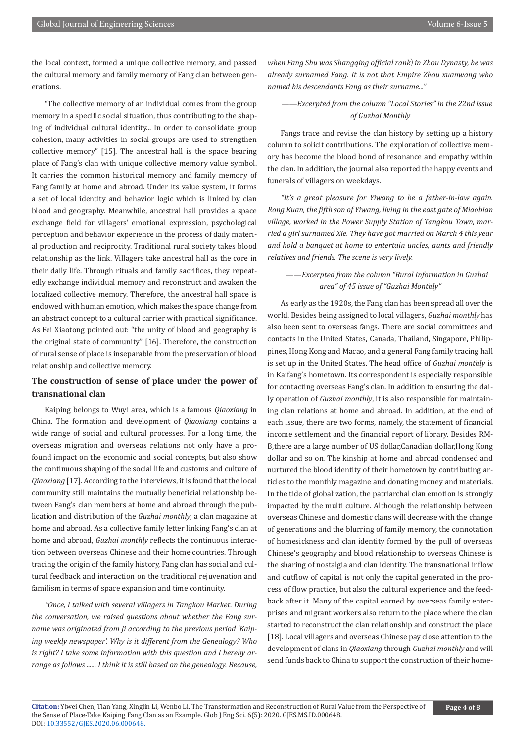the local context, formed a unique collective memory, and passed the cultural memory and family memory of Fang clan between generations.

"The collective memory of an individual comes from the group memory in a specific social situation, thus contributing to the shaping of individual cultural identity... In order to consolidate group cohesion, many activities in social groups are used to strengthen collective memory" [15]. The ancestral hall is the space bearing place of Fang's clan with unique collective memory value symbol. It carries the common historical memory and family memory of Fang family at home and abroad. Under its value system, it forms a set of local identity and behavior logic which is linked by clan blood and geography. Meanwhile, ancestral hall provides a space exchange field for villagers' emotional expression, psychological perception and behavior experience in the process of daily material production and reciprocity. Traditional rural society takes blood relationship as the link. Villagers take ancestral hall as the core in their daily life. Through rituals and family sacrifices, they repeatedly exchange individual memory and reconstruct and awaken the localized collective memory. Therefore, the ancestral hall space is endowed with human emotion, which makes the space change from an abstract concept to a cultural carrier with practical significance. As Fei Xiaotong pointed out: "the unity of blood and geography is the original state of community" [16]. Therefore, the construction of rural sense of place is inseparable from the preservation of blood relationship and collective memory.

## The construction of sense of place under the power of transnational clan

Kaiping belongs to Wuyi area, which is a famous *Qiaoxiang* in China. The formation and development of *Qiaoxiang* contains a wide range of social and cultural processes. For a long time, the overseas migration and overseas relations not only have a profound impact on the economic and social concepts, but also show the continuous shaping of the social life and customs and culture of *Qiaoxiang* [17]. According to the interviews, it is found that the local community still maintains the mutually beneficial relationship between Fang's clan members at home and abroad through the publication and distribution of the *Guzhai monthly*, a clan magazine at home and abroad. As a collective family letter linking Fang's clan at home and abroad, *Guzhai monthly* reflects the continuous interaction between overseas Chinese and their home countries. Through tracing the origin of the family history, Fang clan has social and cultural feedback and interaction on the traditional rejuvenation and familism in terms of space expansion and time continuity.

*"Once, I talked with several villagers in Tangkou Market. During the conversation, we raised questions about whether the Fang surname was originated from Ji according to the previous period 'Kaiping weekly newspaper'. Why is it different from the Genealogy? Who is right? I take some information with this question and I hereby arrange as follows ...... I think it is still based on the genealogy. Because, when Fang Shu was Shangqing official rank) in Zhou Dynasty, he was already surnamed Fang. It is not that Empire Zhou xuanwang who named his descendants Fang as their surname..."*

——*Excerpted from the column "Local Stories" in the 22nd issue of Guzhai Monthly*

Fangs trace and revise the clan history by setting up a history column to solicit contributions. The exploration of collective memory has become the blood bond of resonance and empathy within the clan. In addition, the journal also reported the happy events and funerals of villagers on weekdays.

*"It's a great pleasure for Yiwang to be a father-in-law again. Rong Kuan, the fifth son of Yiwang, living in the east gate of Miaobian village, worked in the Power Supply Station of Tangkou Town, married a girl surnamed Xie. They have got married on March 4 this year and hold a banquet at home to entertain uncles, aunts and friendly relatives and friends. The scene is very lively.*

——*Excerpted from the column "Rural Information in Guzhai area" of 45 issue of "Guzhai Monthly"*

As early as the 1920s, the Fang clan has been spread all over the world. Besides being assigned to local villagers, *Guzhai monthly* has also been sent to overseas fangs. There are social committees and contacts in the United States, Canada, Thailand, Singapore, Philippines, Hong Kong and Macao, and a general Fang family tracing hall is set up in the United States. The head office of *Guzhai monthly* is in Kaifang's hometown. Its correspondent is especially responsible for contacting overseas Fang's clan. In addition to ensuring the daily operation of *Guzhai monthly*, it is also responsible for maintaining clan relations at home and abroad. In addition, at the end of each issue, there are two forms, namely, the statement of financial income settlement and the financial report of library. Besides RMB,there are a large number of US dollar,Canadian dollar,Hong Kong dollar and so on. The kinship at home and abroad condensed and nurtured the blood identity of their hometown by contributing articles to the monthly magazine and donating money and materials. In the tide of globalization, the patriarchal clan emotion is strongly impacted by the multi culture. Although the relationship between overseas Chinese and domestic clans will decrease with the change of generations and the blurring of family memory, the connotation of homesickness and clan identity formed by the pull of overseas Chinese's geography and blood relationship to overseas Chinese is the sharing of nostalgia and clan identity. The transnational inflow and outflow of capital is not only the capital generated in the process of flow practice, but also the cultural experience and the feedback after it. Many of the capital earned by overseas family enterprises and migrant workers also return to the place where the clan started to reconstruct the clan relationship and construct the place [18]. Local villagers and overseas Chinese pay close attention to the development of clans in *Qiaoxiang* through *Guzhai monthly* and will send funds back to China to support the construction of their home-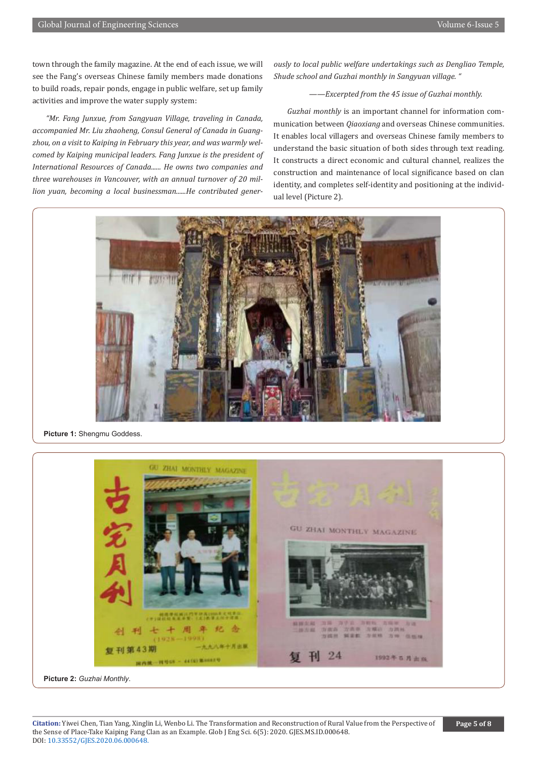town through the family magazine. At the end of each issue, we will see the Fang's overseas Chinese family members made donations to build roads, repair ponds, engage in public welfare, set up family activities and improve the water supply system:

*"Mr. Fang Junxue, from Sangyuan Village, traveling in Canada, accompanied Mr. Liu zhaoheng, Consul General of Canada in Guangzhou, on a visit to Kaiping in February this year, and was warmly welcomed by Kaiping municipal leaders. Fang Junxue is the president of International Resources of Canada...... He owns two companies and three warehouses in Vancouver, with an annual turnover of 20 million yuan, becoming a local businessman......He contributed generously to local public welfare undertakings such as Dengliao Temple, Shude school and Guzhai monthly in Sangyuan village. "*

*——Excerpted from the 45 issue of Guzhai monthly.*

*Guzhai monthly* is an important channel for information communication between *Qiaoxiang* and overseas Chinese communities. It enables local villagers and overseas Chinese family members to understand the basic situation of both sides through text reading. It constructs a direct economic and cultural channel, realizes the construction and maintenance of local significance based on clan identity, and completes self-identity and positioning at the individual level (Picture 2).

**Picture 1:** Shengmu Goddess.

**Picture 2:** *Guzhai Monthly*.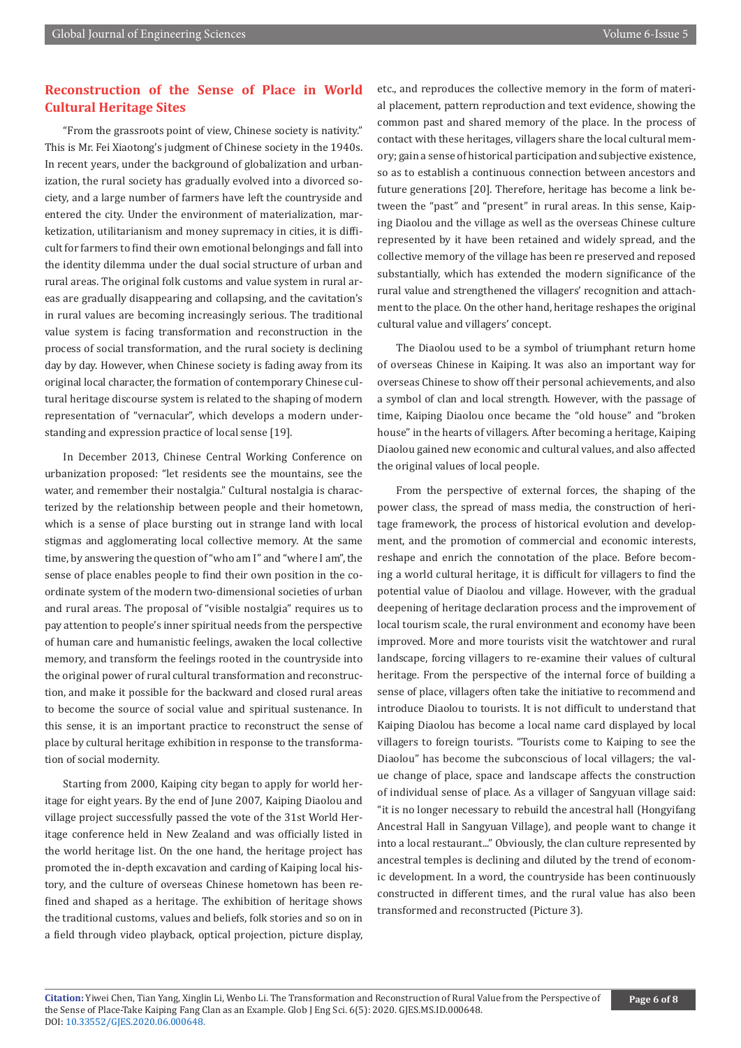## Reconstruction of the Sense of Place in World Cultural Heritage Sites

"From the grassroots point of view, Chinese society is nativity." This is Mr. Fei Xiaotong's judgment of Chinese society in the 1940s. In recent years, under the background of globalization and urbanization, the rural society has gradually evolved into a divorced society, and a large number of farmers have left the countryside and entered the city. Under the environment of materialization, marketization, utilitarianism and money supremacy in cities, it is difficult for farmers to find their own emotional belongings and fall into the identity dilemma under the dual social structure of urban and rural areas. The original folk customs and value system in rural areas are gradually disappearing and collapsing, and the cavitation's in rural values are becoming increasingly serious. The traditional value system is facing transformation and reconstruction in the process of social transformation, and the rural society is declining day by day. However, when Chinese society is fading away from its original local character, the formation of contemporary Chinese cultural heritage discourse system is related to the shaping of modern representation of "vernacular", which develops a modern understanding and expression practice of local sense [19].

In December 2013, Chinese Central Working Conference on urbanization proposed: "let residents see the mountains, see the water, and remember their nostalgia." Cultural nostalgia is characterized by the relationship between people and their hometown, which is a sense of place bursting out in strange land with local stigmas and agglomerating local collective memory. At the same time, by answering the question of "who am I" and "where I am", the sense of place enables people to find their own position in the coordinate system of the modern two-dimensional societies of urban and rural areas. The proposal of "visible nostalgia" requires us to pay attention to people's inner spiritual needs from the perspective of human care and humanistic feelings, awaken the local collective memory, and transform the feelings rooted in the countryside into the original power of rural cultural transformation and reconstruction, and make it possible for the backward and closed rural areas to become the source of social value and spiritual sustenance. In this sense, it is an important practice to reconstruct the sense of place by cultural heritage exhibition in response to the transformation of social modernity.

Starting from 2000, Kaiping city began to apply for world heritage for eight years. By the end of June 2007, Kaiping Diaolou and village project successfully passed the vote of the 31st World Heritage conference held in New Zealand and was officially listed in the world heritage list. On the one hand, the heritage project has promoted the in-depth excavation and carding of Kaiping local history, and the culture of overseas Chinese hometown has been refined and shaped as a heritage. The exhibition of heritage shows the traditional customs, values and beliefs, folk stories and so on in a field through video playback, optical projection, picture display, etc., and reproduces the collective memory in the form of material placement, pattern reproduction and text evidence, showing the common past and shared memory of the place. In the process of contact with these heritages, villagers share the local cultural memory; gain a sense of historical participation and subjective existence, so as to establish a continuous connection between ancestors and future generations [20]. Therefore, heritage has become a link between the "past" and "present" in rural areas. In this sense, Kaiping Diaolou and the village as well as the overseas Chinese culture represented by it have been retained and widely spread, and the collective memory of the village has been re preserved and reposed substantially, which has extended the modern significance of the rural value and strengthened the villagers' recognition and attachment to the place. On the other hand, heritage reshapes the original cultural value and villagers' concept.

The Diaolou used to be a symbol of triumphant return home of overseas Chinese in Kaiping. It was also an important way for overseas Chinese to show off their personal achievements, and also a symbol of clan and local strength. However, with the passage of time, Kaiping Diaolou once became the "old house" and "broken house" in the hearts of villagers. After becoming a heritage, Kaiping Diaolou gained new economic and cultural values, and also affected the original values of local people.

From the perspective of external forces, the shaping of the power class, the spread of mass media, the construction of heritage framework, the process of historical evolution and development, and the promotion of commercial and economic interests, reshape and enrich the connotation of the place. Before becoming a world cultural heritage, it is difficult for villagers to find the potential value of Diaolou and village. However, with the gradual deepening of heritage declaration process and the improvement of local tourism scale, the rural environment and economy have been improved. More and more tourists visit the watchtower and rural landscape, forcing villagers to re-examine their values of cultural heritage. From the perspective of the internal force of building a sense of place, villagers often take the initiative to recommend and introduce Diaolou to tourists. It is not difficult to understand that Kaiping Diaolou has become a local name card displayed by local villagers to foreign tourists. "Tourists come to Kaiping to see the Diaolou" has become the subconscious of local villagers; the value change of place, space and landscape affects the construction of individual sense of place. As a villager of Sangyuan village said: "it is no longer necessary to rebuild the ancestral hall (Hongyifang Ancestral Hall in Sangyuan Village), and people want to change it into a local restaurant..." Obviously, the clan culture represented by ancestral temples is declining and diluted by the trend of economic development. In a word, the countryside has been continuously constructed in different times, and the rural value has also been transformed and reconstructed (Picture 3).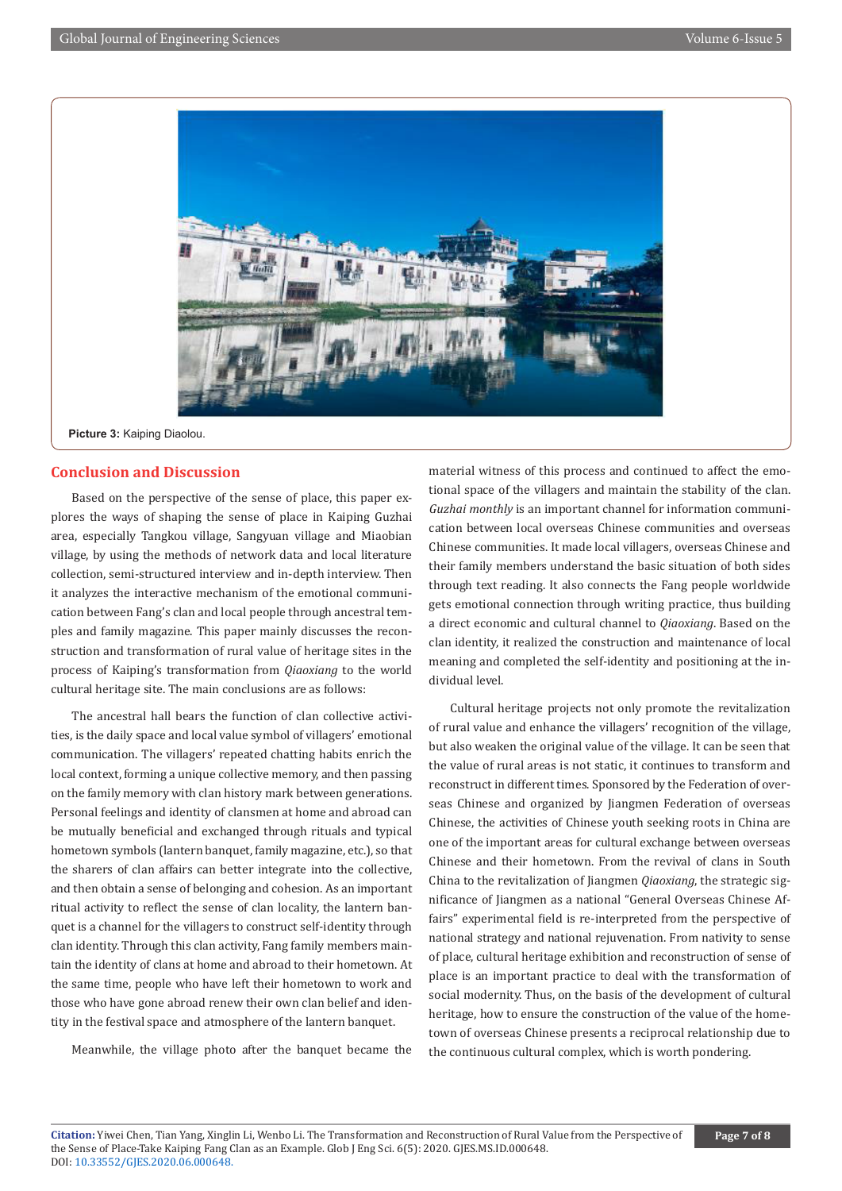Picture 3: Kaiping Diaolou.

## Conclusion and Discussion

Based on the perspective of the sense of place, this paper explores the ways of shaping the sense of place in Kaiping Guzhai area, especially Tangkou village, Sangyuan village and Miaobian village, by using the methods of network data and local literature collection, semi-structured interview and in-depth interview. Then it analyzes the interactive mechanism of the emotional communication between Fang's clan and local people through ancestral temples and family magazine. This paper mainly discusses the reconstruction and transformation of rural value of heritage sites in the process of Kaiping's transformation from *Qiaoxiang* to the world cultural heritage site. The main conclusions are as follows:

The ancestral hall bears the function of clan collective activities, is the daily space and local value symbol of villagers' emotional communication. The villagers' repeated chatting habits enrich the local context, forming a unique collective memory, and then passing on the family memory with clan history mark between generations. Personal feelings and identity of clansmen at home and abroad can be mutually beneficial and exchanged through rituals and typical hometown symbols (lantern banquet, family magazine, etc.), so that the sharers of clan affairs can better integrate into the collective, and then obtain a sense of belonging and cohesion. As an important ritual activity to reflect the sense of clan locality, the lantern banquet is a channel for the villagers to construct self-identity through clan identity. Through this clan activity, Fang family members maintain the identity of clans at home and abroad to their hometown. At the same time, people who have left their hometown to work and those who have gone abroad renew their own clan belief and identity in the festival space and atmosphere of the lantern banquet.

Meanwhile, the village photo after the banquet became the material witness of this process and continued to affect the emotional space of the villagers and maintain the stability of the clan. *Guzhai monthly* is an important channel for information communication between local overseas Chinese communities and overseas Chinese communities. It made local villagers, overseas Chinese and their family members understand the basic situation of both sides through text reading. It also connects the Fang people worldwide gets emotional connection through writing practice, thus building a direct economic and cultural channel to *Qiaoxiang*. Based on the clan identity, it realized the construction and maintenance of local meaning and completed the self-identity and positioning at the individual level.

Cultural heritage projects not only promote the revitalization of rural value and enhance the villagers' recognition of the village, but also weaken the original value of the village. It can be seen that the value of rural areas is not static, it continues to transform and reconstruct in different times. Sponsored by the Federation of overseas Chinese and organized by Jiangmen Federation of overseas Chinese, the activities of Chinese youth seeking roots in China are one of the important areas for cultural exchange between overseas Chinese and their hometown. From the revival of clans in South China to the revitalization of Jiangmen *Qiaoxiang*, the strategic significance of Jiangmen as a national "General Overseas Chinese Affairs" experimental field is re-interpreted from the perspective of national strategy and national rejuvenation. From nativity to sense of place, cultural heritage exhibition and reconstruction of sense of place is an important practice to deal with the transformation of social modernity. Thus, on the basis of the development of cultural heritage, how to ensure the construction of the value of the hometown of overseas Chinese presents a reciprocal relationship due to the continuous cultural complex, which is worth pondering.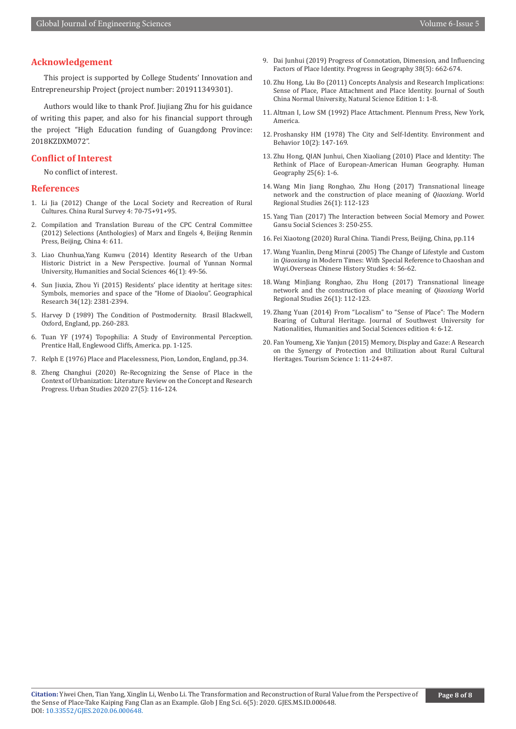## Acknowledgement

This project is supported by College Students' Innovation and Entrepreneurship Project (project number: 201911349301).

Authors would like to thank Prof. Jiujiang Zhu for his guidance of writing this paper, and also for his financial support through the project "High Education funding of Guangdong Province: 2018KZDXM072".

## Conflict of Interest

No conflict of interest.

## References

1. Li Jia (2012) Change of the Local Society and Recreation of Rural Cultures. China Rural Survey 4: 70-75+91+95.
2. Compilation and Translation Bureau of the CPC Central Committee (2012) Selections (Anthologies) of Marx and Engels 4, Beijing Renmin Press, Beijing, China 4: 611.
3. Liao Chunhua,Yang Kunwu (2014) Identity Research of the Urban Historic District in a New Perspective. Journal of Yunnan Normal University, Humanities and Social Sciences 46(1): 49-56.
4. Sun Jiuxia, Zhou Yi (2015) Residents' place identity at heritage sites: Symbols, memories and space of the "Home of Diaolou". Geographical Research 34(12): 2381-2394.
5. Harvey D (1989) The Condition of Postmodernity. Brasil Blackwell, Oxford, England, pp. 260-283.
6. Tuan YF (1974) Topophilia: A Study of Environmental Perception. Prentice Hall, Englewood Cliffs, America. pp. 1-125.
7. Relph E (1976) Place and Placelessness, Pion, London, England, pp.34.
8. Zheng Changhui (2020) Re-Recognizing the Sense of Place in the Context of Urbanization: Literature Review on the Concept and Research Progress. Urban Studies 2020 27(5): 116-124.
9. Dai Junhui (2019) Progress of Connotation, Dimension, and Influencing Factors of Place Identity. Progress in Geography 38(5): 662-674.
10. Zhu Hong, Liu Bo (2011) Concepts Analysis and Research Implications: Sense of Place, Place Attachment and Place Identity. Journal of South China Normal University, Natural Science Edition 1: 1-8.
11. Altman I, Low SM (1992) Place Attachment. Plennum Press, New York, America.
12. Proshansky HM (1978) The City and Self-Identity. Environment and Behavior 10(2): 147-169.
13. Zhu Hong, QIAN Junhui, Chen Xiaoliang (2010) Place and Identity: The Rethink of Place of European-American Human Geography. Human Geography 25(6): 1-6.
14. Wang Min Jiang Ronghao, Zhu Hong (2017) Transnational lineage network and the construction of place meaning of *Qiaoxiang*. World Regional Studies 26(1): 112-123
15. Yang Tian (2017) The Interaction between Social Memory and Power. Gansu Social Sciences 3: 250-255.
16. Fei Xiaotong (2020) Rural China. Tiandi Press, Beijing, China, pp.114
17. Wang Yuanlin, Deng Minrui (2005) The Change of Lifestyle and Custom in *Qiaoxiang* in Modern Times: With Special Reference to Chaoshan and Wuyi.Overseas Chinese History Studies 4: 56-62.
18. Wang MinJiang Ronghao, Zhu Hong (2017) Transnational lineage network and the construction of place meaning of *Qiaoxiang* World Regional Studies 26(1): 112-123.
19. Zhang Yuan (2014) From "Localism" to "Sense of Place": The Modern Bearing of Cultural Heritage. Journal of Southwest University for Nationalities, Humanities and Social Sciences edition 4: 6-12.
20. Fan Youmeng, Xie Yanjun (2015) Memory, Display and Gaze: A Research on the Synergy of Protection and Utilization about Rural Cultural Heritages. Tourism Science 1: 11-24+87.

**Citation:** Yiwei Chen, Tian Yang, Xinglin Li, Wenbo Li. The Transformation and Reconstruction of Rural Value from the Perspective of the Sense of Place-Take Kaiping Fang Clan as an Example. Glob J Eng Sci. 6(5): 2020. GJES.MS.ID.000648. DOI: 10.33552/GJES.2020.06.000648.